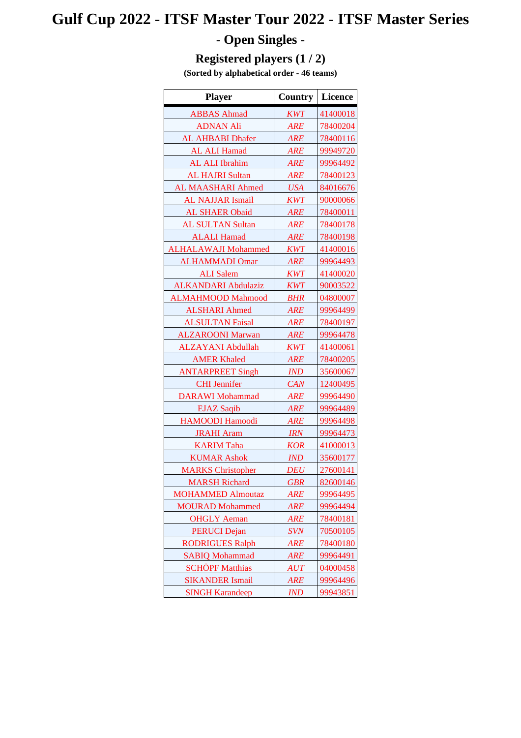# Gulf Cup 2022 - ITSF Master Tour 2022 - ITSF Master Series

## - Open Singles -

### Registered players (1 / 2)

**(Sorted by alphabetical order - 46 teams)**

| Player | Country | Licence |
|---|---|---|
| ABBAS Ahmad | *KWT* | 41400018 |
| ADNAN Ali | *ARE* | 78400204 |
| AL AHBABI Dhafer | *ARE* | 78400116 |
| AL ALI Hamad | *ARE* | 99949720 |
| AL ALI Ibrahim | *ARE* | 99964492 |
| AL HAJRI Sultan | *ARE* | 78400123 |
| AL MAASHARI Ahmed | *USA* | 84016676 |
| AL NAJJAR Ismail | *KWT* | 90000066 |
| AL SHAER Obaid | *ARE* | 78400011 |
| AL SULTAN Sultan | *ARE* | 78400178 |
| ALALI Hamad | *ARE* | 78400198 |
| ALHALAWAJI Mohammed | *KWT* | 41400016 |
| ALHAMMADI Omar | *ARE* | 99964493 |
| ALI Salem | *KWT* | 41400020 |
| ALKANDARI Abdulaziz | *KWT* | 90003522 |
| ALMAHMOOD Mahmood | *BHR* | 04800007 |
| ALSHARI Ahmed | *ARE* | 99964499 |
| ALSULTAN Faisal | *ARE* | 78400197 |
| ALZAROONI Marwan | *ARE* | 99964478 |
| ALZAYANI Abdullah | *KWT* | 41400061 |
| AMER Khaled | *ARE* | 78400205 |
| ANTARPREET Singh | *IND* | 35600067 |
| CHI Jennifer | *CAN* | 12400495 |
| DARAWI Mohammad | *ARE* | 99964490 |
| EJAZ Saqib | *ARE* | 99964489 |
| HAMOODI Hamoodi | *ARE* | 99964498 |
| JRAHI Aram | *IRN* | 99964473 |
| KARIM Taha | *KOR* | 41000013 |
| KUMAR Ashok | *IND* | 35600177 |
| MARKS Christopher | *DEU* | 27600141 |
| MARSH Richard | *GBR* | 82600146 |
| MOHAMMED Almoutaz | *ARE* | 99964495 |
| MOURAD Mohammed | *ARE* | 99964494 |
| OHGLY Aeman | *ARE* | 78400181 |
| PERUCI Dejan | *SVN* | 70500105 |
| RODRIGUES Ralph | *ARE* | 78400180 |
| SABIQ Mohammad | *ARE* | 99964491 |
| SCHÖPF Matthias | *AUT* | 04000458 |
| SIKANDER Ismail | *ARE* | 99964496 |
| SINGH Karandeep | *IND* | 99943851 |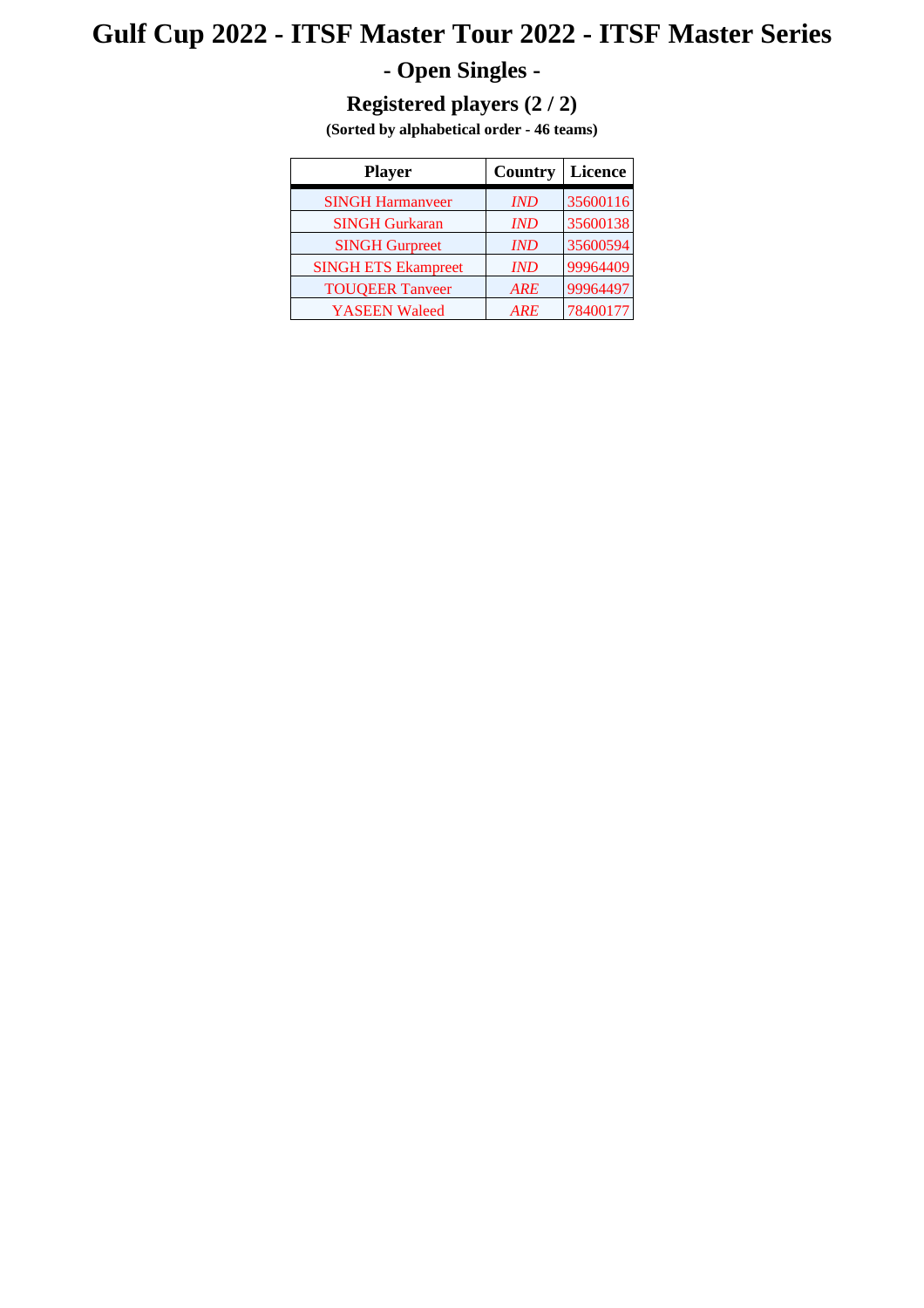# Gulf Cup 2022 - ITSF Master Tour 2022 - ITSF Master Series

## - Open Singles -

### Registered players (2 / 2)

**(Sorted by alphabetical order - 46 teams)**

| Player | Country | Licence |
|---|---|---|
| SINGH Harmanveer | *IND* | 35600116 |
| SINGH Gurkaran | *IND* | 35600138 |
| SINGH Gurpreet | *IND* | 35600594 |
| SINGH ETS Ekampreet | *IND* | 99964409 |
| TOUQEER Tanveer | *ARE* | 99964497 |
| YASEEN Waleed | *ARE* | 78400177 |